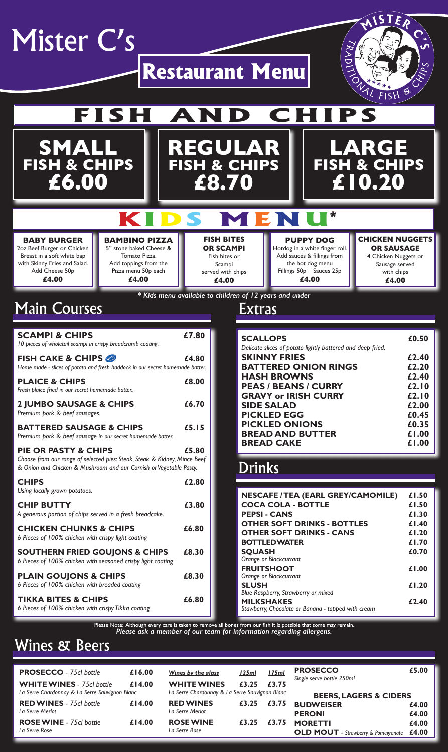# Mister C's

## Restaurant Menu

MISTER C'S TRADITIONAL FISH & CHIPS

## FISH AND CHIPS

| SMALL FISH & CHIPS | REGULAR FISH & CHIPS | LARGE FISH & CHIPS |
|---|---|---|
| £6.00 | £8.70 | £10.20 |

## KIDS MENU*

**BABY BURGER**
2oz Beef Burger or Chicken Breast in a soft white bap with Skinny Fries and Salad. Add Cheese 50p
**£4.00**

**BAMBINO PIZZA**
5" stone baked Cheese & Tomato Pizza. Add toppings from the Pizza menu 50p each
**£4.00**

**FISH BITES OR SCAMPI**
Fish bites or Scampi served with chips
**£4.00**

**PUPPY DOG**
Hotdog in a white finger roll. Add sauces & fillings from the hot dog menu
Fillings 50p Sauces 25p
**£4.00**

**CHICKEN NUGGETS OR SAUSAGE**
4 Chicken Nuggets or Sausage served with chips
**£4.00**

*\* Kids menu available to children of 12 years and under*

## Main Courses

| | |
|---|---|
| **SCAMPI & CHIPS**<br>*10 pieces of wholetail scampi in crispy breadcrumb coating.* | £7.80 |
| **FISH CAKE & CHIPS** (V)<br>*Home made - slices of potato and fresh haddock in our secret homemade batter.* | £4.80 |
| **PLAICE & CHIPS**<br>*Fresh plaice fried in our secret homemade batter..* | £8.00 |
| **2 JUMBO SAUSAGE & CHIPS**<br>*Premium pork & beef sausages.* | £6.70 |
| **BATTERED SAUSAGE & CHIPS**<br>*Premium pork & beef sausage in our secret homemade batter.* | £5.15 |
| **PIE OR PASTY & CHIPS**<br>*Choose from our range of selected pies: Steak, Steak & Kidney, Mince Beef & Onion and Chicken & Mushroom and our Cornish or Vegetable Pasty.* | £5.80 |
| **CHIPS**<br>*Using locally grown potatoes.* | £2.80 |
| **CHIP BUTTY**<br>*A generous portion of chips served in a fresh breadcake.* | £3.80 |
| **CHICKEN CHUNKS & CHIPS**<br>*6 Pieces of 100% chicken with crispy light coating* | £6.80 |
| **SOUTHERN FRIED GOUJONS & CHIPS**<br>*6 Pieces of 100% chicken with seasoned crispy light coating* | £8.30 |
| **PLAIN GOUJONS & CHIPS**<br>*6 Pieces of 100% chicken with breaded coating* | £8.30 |
| **TIKKA BITES & CHIPS**<br>*6 Pieces of 100% chicken with crispy Tikka coating* | £6.80 |

## Extras

| | |
|---|---|
| **SCALLOPS**<br>*Delicate slices of potato lightly battered and deep fried.* | £0.50 |
| **SKINNY FRIES** | £2.40 |
| **BATTERED ONION RINGS** | £2.20 |
| **HASH BROWNS** | £2.40 |
| **PEAS / BEANS / CURRY** | £2.10 |
| **GRAVY or IRISH CURRY** | £2.10 |
| **SIDE SALAD** | £2.00 |
| **PICKLED EGG** | £0.45 |
| **PICKLED ONIONS** | £0.35 |
| **BREAD AND BUTTER** | £1.00 |
| **BREAD CAKE** | £1.00 |

## Drinks

| | |
|---|---|
| **NESCAFE / TEA (EARL GREY/CAMOMILE)** | £1.50 |
| **COCA COLA - BOTTLE** | £1.50 |
| **PEPSI - CANS** | £1.30 |
| **OTHER SOFT DRINKS - BOTTLES** | £1.40 |
| **OTHER SOFT DRINKS - CANS** | £1.20 |
| **BOTTLED WATER** | £1.70 |
| **SQUASH**<br>*Orange or Blackcurrant* | £0.70 |
| **FRUITSHOOT**<br>*Orange or Blackcurrant* | £1.00 |
| **SLUSH**<br>*Blue Raspberry, Strawberry or mixed* | £1.20 |
| **MILKSHAKES**<br>*Stawberry, Chocolate or Banana - topped with cream* | £2.40 |

Please Note: Although every care is taken to remove all bones from our fish it is possible that some may remain.
*Please ask a member of our team for information regarding allergens.*

## Wines & Beers

| | |
|---|---|
| **PROSECCO** - *75cl bottle* | £16.00 |
| **WHITE WINES** - *75cl bottle*<br>*La Serre Chardonnay & La Serre Sauvignon Blanc* | £14.00 |
| **RED WINES** - *75cl bottle*<br>*La Serre Merlot* | £14.00 |
| **ROSE WINE** - *75cl bottle*<br>*La Serre Rose* | £14.00 |

| *Wines by the glass* | *125ml* | *175ml* |
|---|---|---|
| **WHITE WINES**<br>*La Serre Chardonnay & La Serre Sauvignon Blanc* | £3.25 | £3.75 |
| **RED WINES**<br>*La Serre Merlot* | £3.25 | £3.75 |
| **ROSE WINE**<br>*La Serre Rose* | £3.25 | £3.75 |

| | |
|---|---|
| **PROSECCO**<br>*Single serve bottle 250ml* | £5.00 |

**BEERS, LAGERS & CIDERS**

| | |
|---|---|
| **BUDWEISER** | £4.00 |
| **PERONI** | £4.00 |
| **MORETTI** | £4.00 |
| **OLD MOUT** - *Strawberry & Pomegranate* | £4.00 |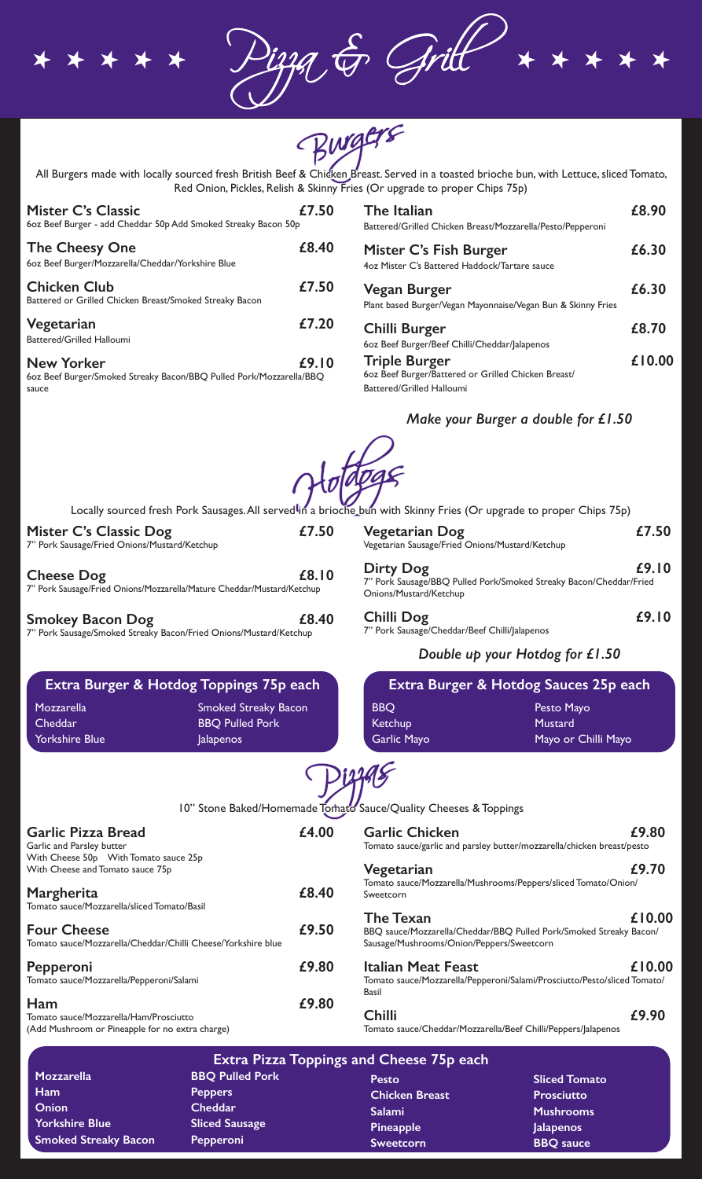# ★★★★★ Pizza & Grill ★★★★★

## Burgers

All Burgers made with locally sourced fresh British Beef & Chicken Breast. Served in a toasted brioche bun, with Lettuce, sliced Tomato, Red Onion, Pickles, Relish & Skinny Fries (Or upgrade to proper Chips 75p)

**Mister C's Classic** — £7.50
6oz Beef Burger - add Cheddar 50p Add Smoked Streaky Bacon 50p

**The Cheesy One** — £8.40
6oz Beef Burger/Mozzarella/Cheddar/Yorkshire Blue

**Chicken Club** — £7.50
Battered or Grilled Chicken Breast/Smoked Streaky Bacon

**Vegetarian** — £7.20
Battered/Grilled Halloumi

**New Yorker** — £9.10
6oz Beef Burger/Smoked Streaky Bacon/BBQ Pulled Pork/Mozzarella/BBQ sauce

**The Italian** — £8.90
Battered/Grilled Chicken Breast/Mozzarella/Pesto/Pepperoni

**Mister C's Fish Burger** — £6.30
4oz Mister C's Battered Haddock/Tartare sauce

**Vegan Burger** — £6.30
Plant based Burger/Vegan Mayonnaise/Vegan Bun & Skinny Fries

**Chilli Burger** — £8.70
6oz Beef Burger/Beef Chilli/Cheddar/Jalapenos

**Triple Burger** — £10.00
6oz Beef Burger/Battered or Grilled Chicken Breast/ Battered/Grilled Halloumi

*Make your Burger a double for £1.50*

## Hotdogs

Locally sourced fresh Pork Sausages. All served in a brioche bun with Skinny Fries (Or upgrade to proper Chips 75p)

**Mister C's Classic Dog** — £7.50
7" Pork Sausage/Fried Onions/Mustard/Ketchup

**Cheese Dog** — £8.10
7" Pork Sausage/Fried Onions/Mozzarella/Mature Cheddar/Mustard/Ketchup

**Smokey Bacon Dog** — £8.40
7" Pork Sausage/Smoked Streaky Bacon/Fried Onions/Mustard/Ketchup

**Vegetarian Dog** — £7.50
Vegetarian Sausage/Fried Onions/Mustard/Ketchup

**Dirty Dog** — £9.10
7" Pork Sausage/BBQ Pulled Pork/Smoked Streaky Bacon/Cheddar/Fried Onions/Mustard/Ketchup

**Chilli Dog** — £9.10
7" Pork Sausage/Cheddar/Beef Chilli/Jalapenos

*Double up your Hotdog for £1.50*

### Extra Burger & Hotdog Toppings 75p each

| | |
|---|---|
| Mozzarella | Smoked Streaky Bacon |
| Cheddar | BBQ Pulled Pork |
| Yorkshire Blue | Jalapenos |

### Extra Burger & Hotdog Sauces 25p each

| | |
|---|---|
| BBQ | Pesto Mayo |
| Ketchup | Mustard |
| Garlic Mayo | Mayo or Chilli Mayo |

## Pizzas

10" Stone Baked/Homemade Tomato Sauce/Quality Cheeses & Toppings

**Garlic Pizza Bread** — £4.00
Garlic and Parsley butter
With Cheese 50p With Tomato sauce 25p
With Cheese and Tomato sauce 75p

**Margherita** — £8.40
Tomato sauce/Mozzarella/sliced Tomato/Basil

**Four Cheese** — £9.50
Tomato sauce/Mozzarella/Cheddar/Chilli Cheese/Yorkshire blue

**Pepperoni** — £9.80
Tomato sauce/Mozzarella/Pepperoni/Salami

**Ham** — £9.80
Tomato sauce/Mozzarella/Ham/Prosciutto
(Add Mushroom or Pineapple for no extra charge)

**Garlic Chicken** — £9.80
Tomato sauce/garlic and parsley butter/mozzarella/chicken breast/pesto

**Vegetarian** — £9.70
Tomato sauce/Mozzarella/Mushrooms/Peppers/sliced Tomato/Onion/Sweetcorn

**The Texan** — £10.00
BBQ sauce/Mozzarella/Cheddar/BBQ Pulled Pork/Smoked Streaky Bacon/Sausage/Mushrooms/Onion/Peppers/Sweetcorn

**Italian Meat Feast** — £10.00
Tomato sauce/Mozzarella/Pepperoni/Salami/Prosciutto/Pesto/sliced Tomato/Basil

**Chilli** — £9.90
Tomato sauce/Cheddar/Mozzarella/Beef Chilli/Peppers/Jalapenos

### Extra Pizza Toppings and Cheese 75p each

| | | | |
|---|---|---|---|
| Mozzarella | BBQ Pulled Pork | Pesto | Sliced Tomato |
| Ham | Peppers | Chicken Breast | Prosciutto |
| Onion | Cheddar | Salami | Mushrooms |
| Yorkshire Blue | Sliced Sausage | Pineapple | Jalapenos |
| Smoked Streaky Bacon | Pepperoni | Sweetcorn | BBQ sauce |